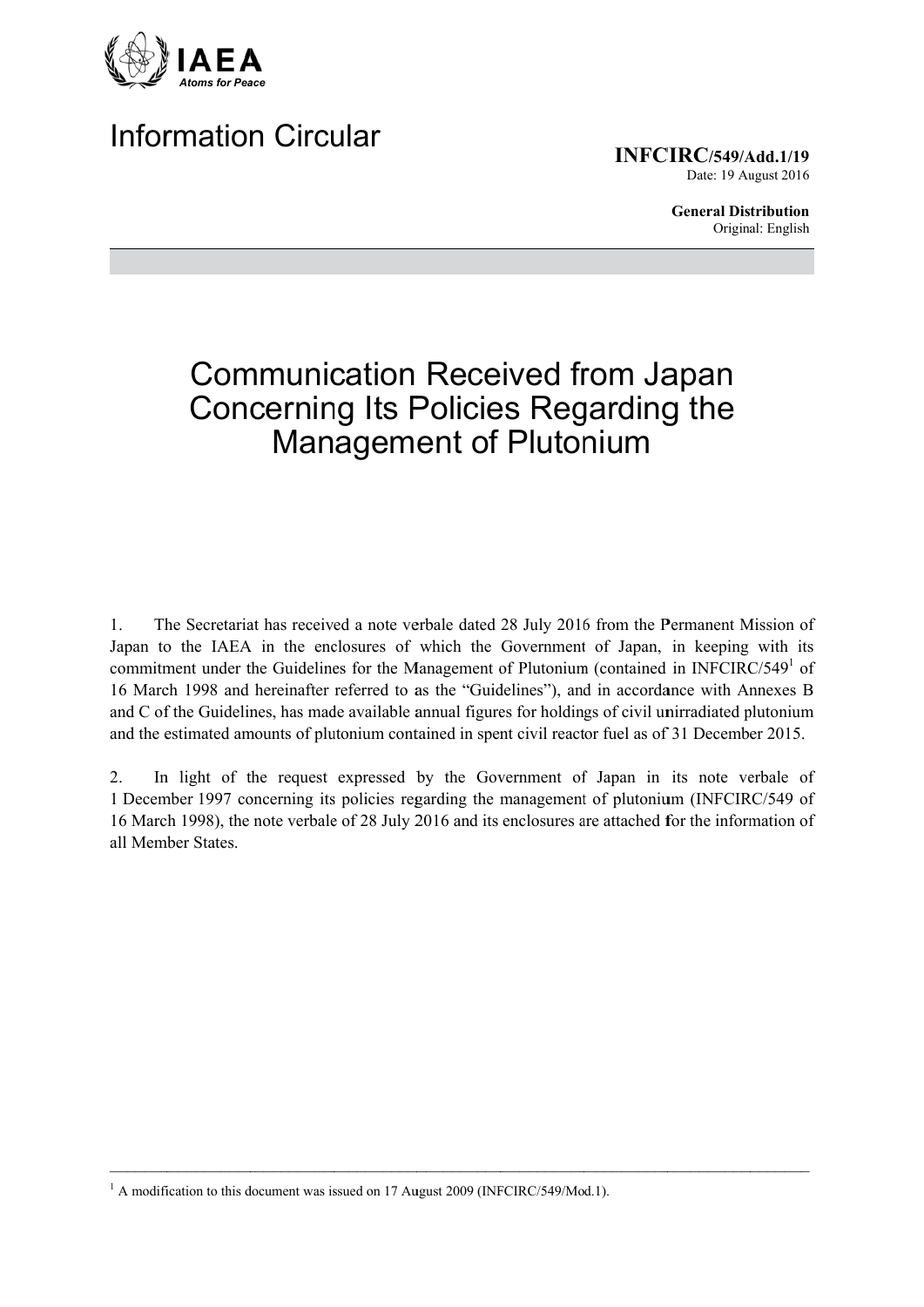IAEA
*Atoms for Peace*

# Information Circular

**INFCIRC/549/Add.1/19**
Date: 19 August 2016

**General Distribution**
Original: English

# Communication Received from Japan Concerning Its Policies Regarding the Management of Plutonium

1. The Secretariat has received a note verbale dated 28 July 2016 from the Permanent Mission of Japan to the IAEA in the enclosures of which the Government of Japan, in keeping with its commitment under the Guidelines for the Management of Plutonium (contained in INFCIRC/549[1] of 16 March 1998 and hereinafter referred to as the "Guidelines"), and in accordance with Annexes B and C of the Guidelines, has made available annual figures for holdings of civil unirradiated plutonium and the estimated amounts of plutonium contained in spent civil reactor fuel as of 31 December 2015.

2. In light of the request expressed by the Government of Japan in its note verbale of 1 December 1997 concerning its policies regarding the management of plutonium (INFCIRC/549 of 16 March 1998), the note verbale of 28 July 2016 and its enclosures are attached for the information of all Member States.

[1] A modification to this document was issued on 17 August 2009 (INFCIRC/549/Mod.1).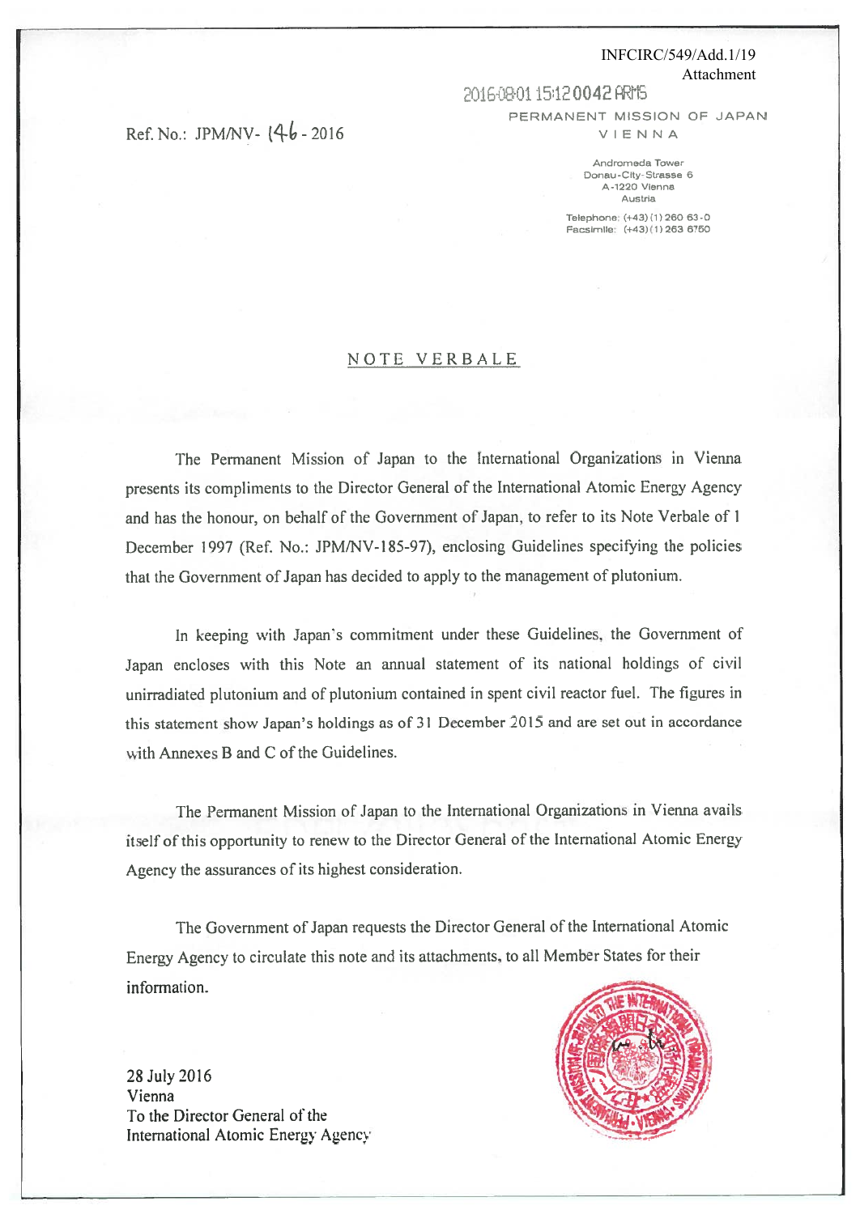INFCIRC/549/Add.1/19
Attachment

2016-08-01 15:12 0042 ARMS

PERMANENT MISSION OF JAPAN
VIENNA

Andromeda Tower
Donau-City-Strasse 6
A-1220 Vienna
Austria

Telephone: (+43) (1) 260 63-0
Facsimile: (+43) (1) 263 6750

Ref. No.: JPM/NV- 146 - 2016

## NOTE VERBALE

The Permanent Mission of Japan to the International Organizations in Vienna presents its compliments to the Director General of the International Atomic Energy Agency and has the honour, on behalf of the Government of Japan, to refer to its Note Verbale of 1 December 1997 (Ref. No.: JPM/NV-185-97), enclosing Guidelines specifying the policies that the Government of Japan has decided to apply to the management of plutonium.

In keeping with Japan's commitment under these Guidelines, the Government of Japan encloses with this Note an annual statement of its national holdings of civil unirradiated plutonium and of plutonium contained in spent civil reactor fuel. The figures in this statement show Japan's holdings as of 31 December 2015 and are set out in accordance with Annexes B and C of the Guidelines.

The Permanent Mission of Japan to the International Organizations in Vienna avails itself of this opportunity to renew to the Director General of the International Atomic Energy Agency the assurances of its highest consideration.

The Government of Japan requests the Director General of the International Atomic Energy Agency to circulate this note and its attachments, to all Member States for their information.

28 July 2016
Vienna
To the Director General of the
International Atomic Energy Agency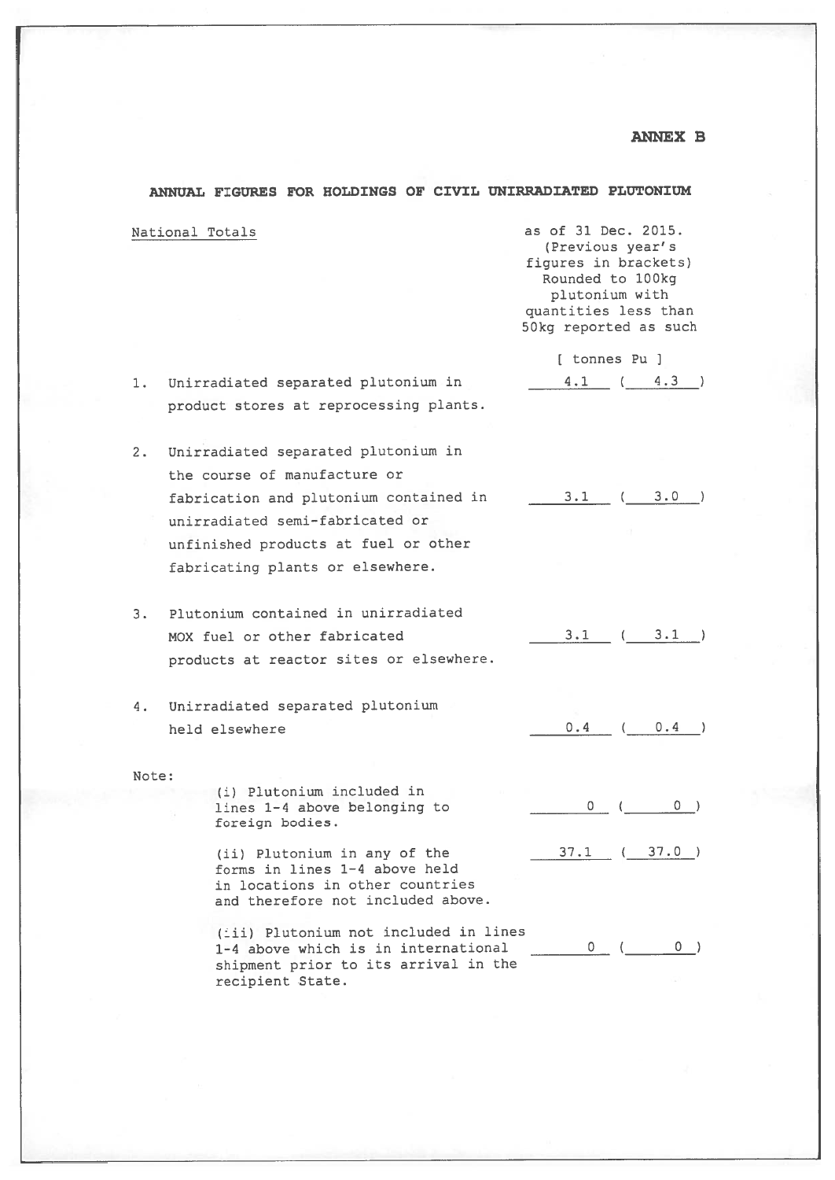**ANNEX B**

## ANNUAL FIGURES FOR HOLDINGS OF CIVIL UNIRRADIATED PLUTONIUM

| National Totals | as of 31 Dec. 2015. (Previous year's figures in brackets) Rounded to 100kg plutonium with quantities less than 50kg reported as such [ tonnes Pu ] |
|---|---|
| 1. Unirradiated separated plutonium in product stores at reprocessing plants. | 4.1 ( 4.3 ) |
| 2. Unirradiated separated plutonium in the course of manufacture or fabrication and plutonium contained in unirradiated semi-fabricated or unfinished products at fuel or other fabricating plants or elsewhere. | 3.1 ( 3.0 ) |
| 3. Plutonium contained in unirradiated MOX fuel or other fabricated products at reactor sites or elsewhere. | 3.1 ( 3.1 ) |
| 4. Unirradiated separated plutonium held elsewhere | 0.4 ( 0.4 ) |
| Note: | |
| (i) Plutonium included in lines 1-4 above belonging to foreign bodies. | 0 ( 0 ) |
| (ii) Plutonium in any of the forms in lines 1-4 above held in locations in other countries and therefore not included above. | 37.1 ( 37.0 ) |
| (iii) Plutonium not included in lines 1-4 above which is in international shipment prior to its arrival in the recipient State. | 0 ( 0 ) |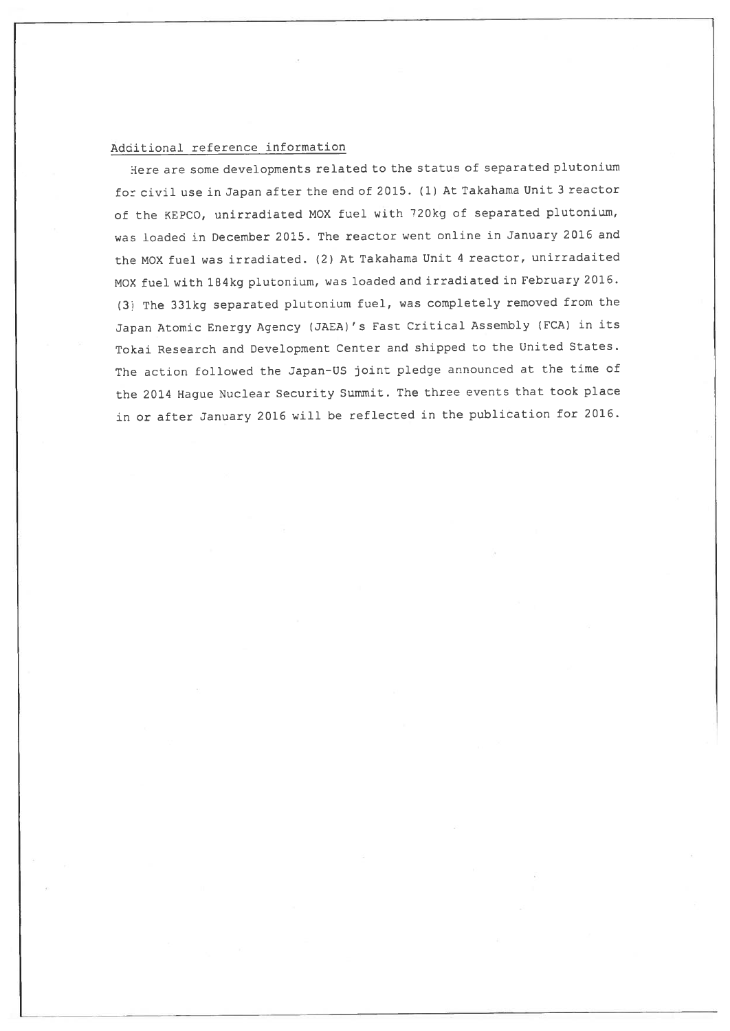Additional reference information

Here are some developments related to the status of separated plutonium for civil use in Japan after the end of 2015. (1) At Takahama Unit 3 reactor of the KEPCO, unirradiated MOX fuel with 720kg of separated plutonium, was loaded in December 2015. The reactor went online in January 2016 and the MOX fuel was irradiated. (2) At Takahama Unit 4 reactor, unirradaited MOX fuel with 184kg plutonium, was loaded and irradiated in February 2016. (3) The 331kg separated plutonium fuel, was completely removed from the Japan Atomic Energy Agency (JAEA)'s Fast Critical Assembly (FCA) in its Tokai Research and Development Center and shipped to the United States. The action followed the Japan-US joint pledge announced at the time of the 2014 Hague Nuclear Security Summit. The three events that took place in or after January 2016 will be reflected in the publication for 2016.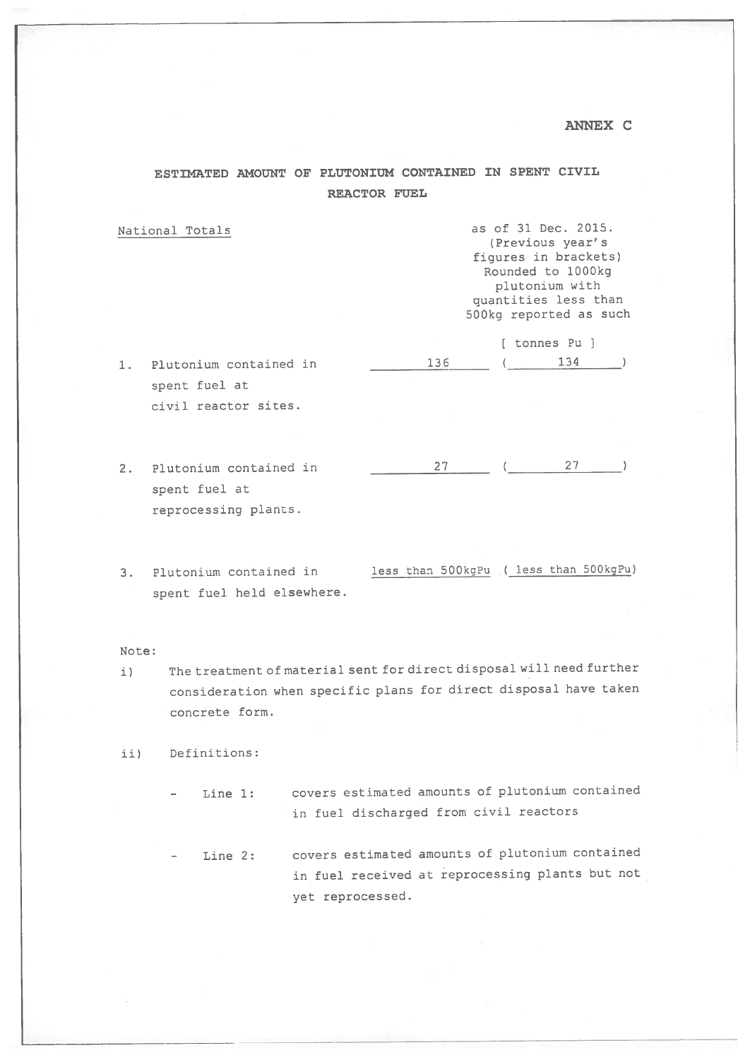ANNEX C

## ESTIMATED AMOUNT OF PLUTONIUM CONTAINED IN SPENT CIVIL REACTOR FUEL

| National Totals | as of 31 Dec. 2015. (Previous year's figures in brackets) Rounded to 1000kg plutonium with quantities less than 500kg reported as such | |
|---|---|---|
| | [ tonnes Pu ] | |
| 1. Plutonium contained in spent fuel at civil reactor sites. | 136 | (134) |
| 2. Plutonium contained in spent fuel at reprocessing plants. | 27 | (27) |
| 3. Plutonium contained in spent fuel held elsewhere. | less than 500kgPu | (less than 500kgPu) |

Note:

i) The treatment of material sent for direct disposal will need further consideration when specific plans for direct disposal have taken concrete form.

ii) Definitions:

- Line 1: covers estimated amounts of plutonium contained in fuel discharged from civil reactors
- Line 2: covers estimated amounts of plutonium contained in fuel received at reprocessing plants but not yet reprocessed.